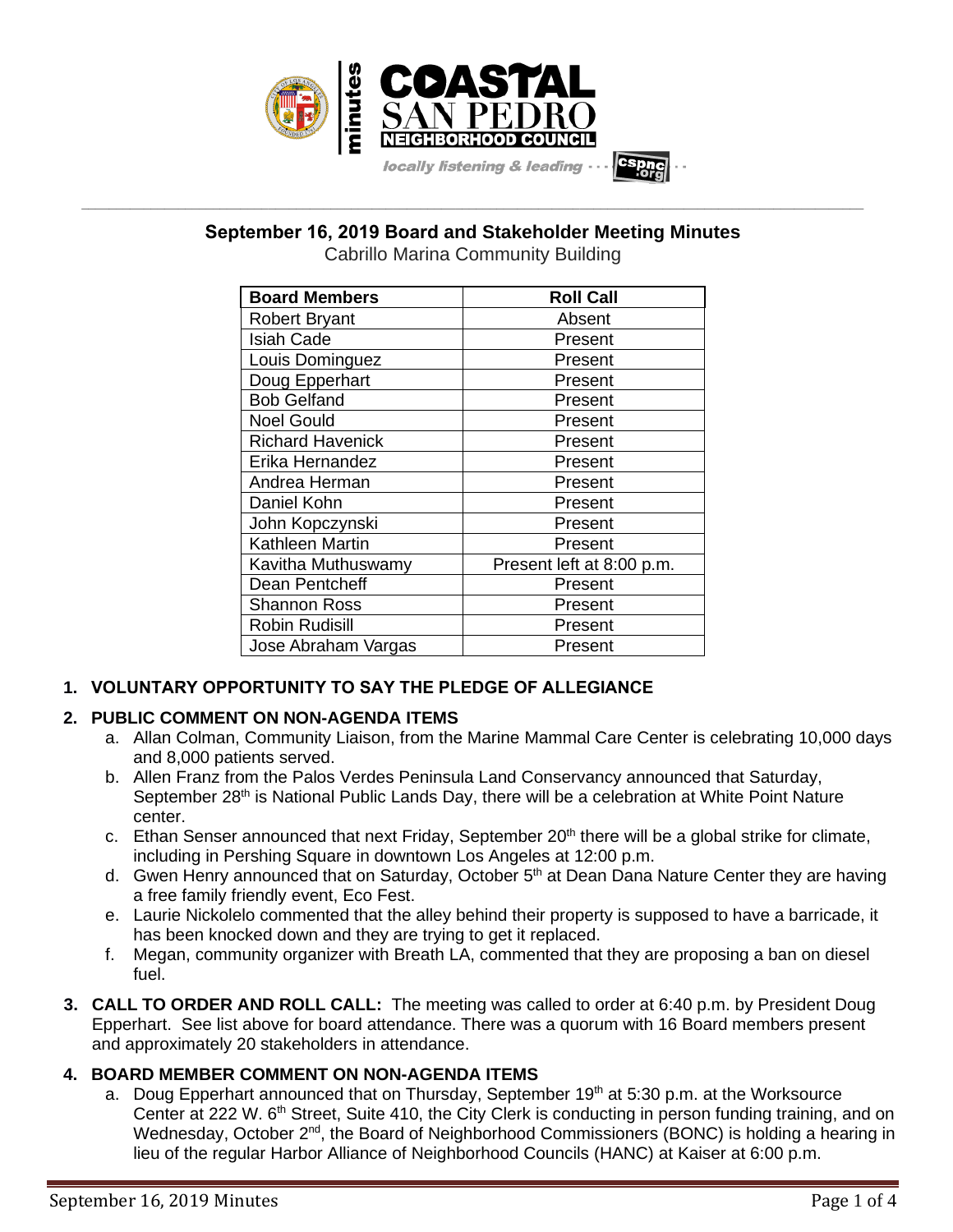# September 16, 2019 Board and Stakeholder Meeting Minutes

Cabrillo Marina Community Building

| Board Members | Roll Call |
|---|---|
| Robert Bryant | Absent |
| Isiah Cade | Present |
| Louis Dominguez | Present |
| Doug Epperhart | Present |
| Bob Gelfand | Present |
| Noel Gould | Present |
| Richard Havenick | Present |
| Erika Hernandez | Present |
| Andrea Herman | Present |
| Daniel Kohn | Present |
| John Kopczynski | Present |
| Kathleen Martin | Present |
| Kavitha Muthuswamy | Present left at 8:00 p.m. |
| Dean Pentcheff | Present |
| Shannon Ross | Present |
| Robin Rudisill | Present |
| Jose Abraham Vargas | Present |

**1. VOLUNTARY OPPORTUNITY TO SAY THE PLEDGE OF ALLEGIANCE**

**2. PUBLIC COMMENT ON NON-AGENDA ITEMS**

a. Allan Colman, Community Liaison, from the Marine Mammal Care Center is celebrating 10,000 days and 8,000 patients served.

b. Allen Franz from the Palos Verdes Peninsula Land Conservancy announced that Saturday, September 28th is National Public Lands Day, there will be a celebration at White Point Nature center.

c. Ethan Senser announced that next Friday, September 20th there will be a global strike for climate, including in Pershing Square in downtown Los Angeles at 12:00 p.m.

d. Gwen Henry announced that on Saturday, October 5th at Dean Dana Nature Center they are having a free family friendly event, Eco Fest.

e. Laurie Nickolelo commented that the alley behind their property is supposed to have a barricade, it has been knocked down and they are trying to get it replaced.

f. Megan, community organizer with Breath LA, commented that they are proposing a ban on diesel fuel.

**3. CALL TO ORDER AND ROLL CALL:** The meeting was called to order at 6:40 p.m. by President Doug Epperhart. See list above for board attendance. There was a quorum with 16 Board members present and approximately 20 stakeholders in attendance.

**4. BOARD MEMBER COMMENT ON NON-AGENDA ITEMS**

a. Doug Epperhart announced that on Thursday, September 19th at 5:30 p.m. at the Worksource Center at 222 W. 6th Street, Suite 410, the City Clerk is conducting in person funding training, and on Wednesday, October 2nd, the Board of Neighborhood Commissioners (BONC) is holding a hearing in lieu of the regular Harbor Alliance of Neighborhood Councils (HANC) at Kaiser at 6:00 p.m.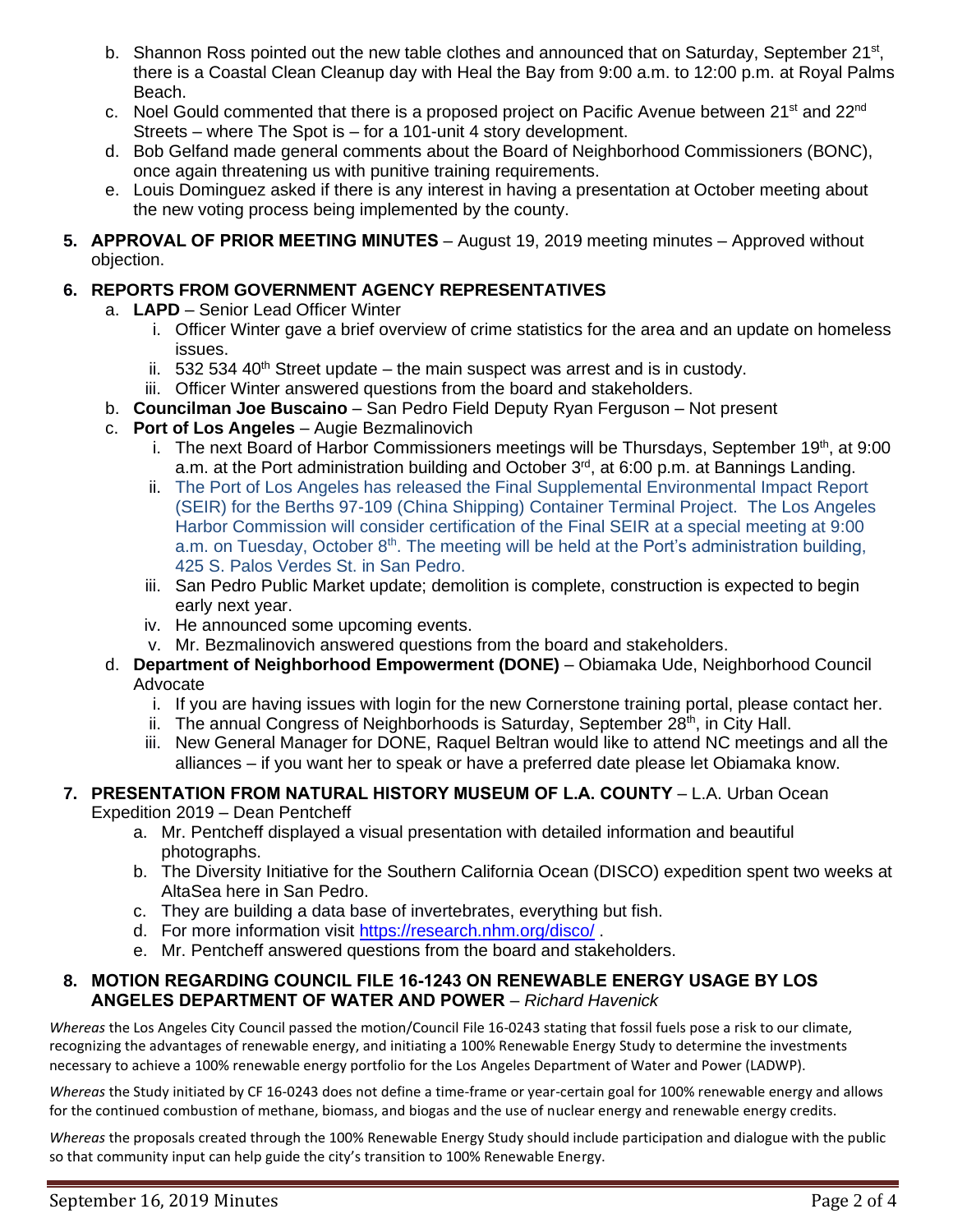b. Shannon Ross pointed out the new table clothes and announced that on Saturday, September 21st, there is a Coastal Clean Cleanup day with Heal the Bay from 9:00 a.m. to 12:00 p.m. at Royal Palms Beach.
c. Noel Gould commented that there is a proposed project on Pacific Avenue between 21st and 22nd Streets – where The Spot is – for a 101-unit 4 story development.
d. Bob Gelfand made general comments about the Board of Neighborhood Commissioners (BONC), once again threatening us with punitive training requirements.
e. Louis Dominguez asked if there is any interest in having a presentation at October meeting about the new voting process being implemented by the county.

**5. APPROVAL OF PRIOR MEETING MINUTES** – August 19, 2019 meeting minutes – Approved without objection.

**6. REPORTS FROM GOVERNMENT AGENCY REPRESENTATIVES**

a. **LAPD** – Senior Lead Officer Winter
   i. Officer Winter gave a brief overview of crime statistics for the area and an update on homeless issues.
   ii. 532 534 40th Street update – the main suspect was arrest and is in custody.
   iii. Officer Winter answered questions from the board and stakeholders.

b. **Councilman Joe Buscaino** – San Pedro Field Deputy Ryan Ferguson – Not present

c. **Port of Los Angeles** – Augie Bezmalinovich
   i. The next Board of Harbor Commissioners meetings will be Thursdays, September 19th, at 9:00 a.m. at the Port administration building and October 3rd, at 6:00 p.m. at Bannings Landing.
   ii. The Port of Los Angeles has released the Final Supplemental Environmental Impact Report (SEIR) for the Berths 97-109 (China Shipping) Container Terminal Project. The Los Angeles Harbor Commission will consider certification of the Final SEIR at a special meeting at 9:00 a.m. on Tuesday, October 8th. The meeting will be held at the Port's administration building, 425 S. Palos Verdes St. in San Pedro.
   iii. San Pedro Public Market update; demolition is complete, construction is expected to begin early next year.
   iv. He announced some upcoming events.
   v. Mr. Bezmalinovich answered questions from the board and stakeholders.

d. **Department of Neighborhood Empowerment (DONE)** – Obiamaka Ude, Neighborhood Council Advocate
   i. If you are having issues with login for the new Cornerstone training portal, please contact her.
   ii. The annual Congress of Neighborhoods is Saturday, September 28th, in City Hall.
   iii. New General Manager for DONE, Raquel Beltran would like to attend NC meetings and all the alliances – if you want her to speak or have a preferred date please let Obiamaka know.

**7. PRESENTATION FROM NATURAL HISTORY MUSEUM OF L.A. COUNTY** – L.A. Urban Ocean Expedition 2019 – Dean Pentcheff

a. Mr. Pentcheff displayed a visual presentation with detailed information and beautiful photographs.
b. The Diversity Initiative for the Southern California Ocean (DISCO) expedition spent two weeks at AltaSea here in San Pedro.
c. They are building a data base of invertebrates, everything but fish.
d. For more information visit https://research.nhm.org/disco/ .
e. Mr. Pentcheff answered questions from the board and stakeholders.

**8. MOTION REGARDING COUNCIL FILE 16-1243 ON RENEWABLE ENERGY USAGE BY LOS ANGELES DEPARTMENT OF WATER AND POWER** – *Richard Havenick*

*Whereas* the Los Angeles City Council passed the motion/Council File 16-0243 stating that fossil fuels pose a risk to our climate, recognizing the advantages of renewable energy, and initiating a 100% Renewable Energy Study to determine the investments necessary to achieve a 100% renewable energy portfolio for the Los Angeles Department of Water and Power (LADWP).

*Whereas* the Study initiated by CF 16-0243 does not define a time-frame or year-certain goal for 100% renewable energy and allows for the continued combustion of methane, biomass, and biogas and the use of nuclear energy and renewable energy credits.

*Whereas* the proposals created through the 100% Renewable Energy Study should include participation and dialogue with the public so that community input can help guide the city's transition to 100% Renewable Energy.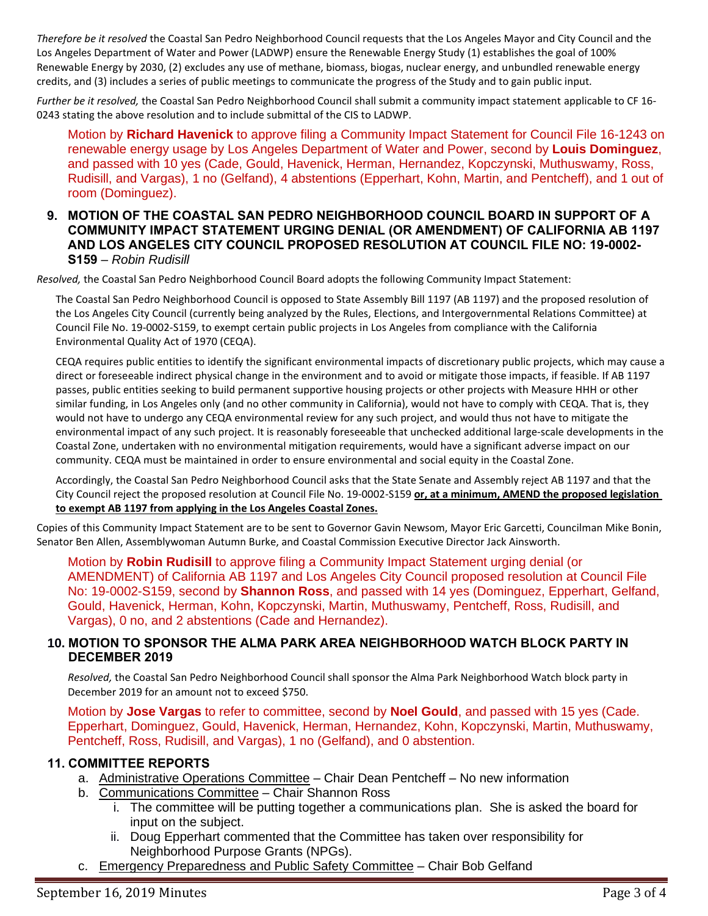*Therefore be it resolved* the Coastal San Pedro Neighborhood Council requests that the Los Angeles Mayor and City Council and the Los Angeles Department of Water and Power (LADWP) ensure the Renewable Energy Study (1) establishes the goal of 100% Renewable Energy by 2030, (2) excludes any use of methane, biomass, biogas, nuclear energy, and unbundled renewable energy credits, and (3) includes a series of public meetings to communicate the progress of the Study and to gain public input.

*Further be it resolved,* the Coastal San Pedro Neighborhood Council shall submit a community impact statement applicable to CF 16-0243 stating the above resolution and to include submittal of the CIS to LADWP.

> Motion by **Richard Havenick** to approve filing a Community Impact Statement for Council File 16-1243 on renewable energy usage by Los Angeles Department of Water and Power, second by **Louis Dominguez**, and passed with 10 yes (Cade, Gould, Havenick, Herman, Hernandez, Kopczynski, Muthuswamy, Ross, Rudisill, and Vargas), 1 no (Gelfand), 4 abstentions (Epperhart, Kohn, Martin, and Pentcheff), and 1 out of room (Dominguez).

### 9. MOTION OF THE COASTAL SAN PEDRO NEIGHBORHOOD COUNCIL BOARD IN SUPPORT OF A COMMUNITY IMPACT STATEMENT URGING DENIAL (OR AMENDMENT) OF CALIFORNIA AB 1197 AND LOS ANGELES CITY COUNCIL PROPOSED RESOLUTION AT COUNCIL FILE NO: 19-0002-S159 – *Robin Rudisill*

*Resolved,* the Coastal San Pedro Neighborhood Council Board adopts the following Community Impact Statement:

> The Coastal San Pedro Neighborhood Council is opposed to State Assembly Bill 1197 (AB 1197) and the proposed resolution of the Los Angeles City Council (currently being analyzed by the Rules, Elections, and Intergovernmental Relations Committee) at Council File No. 19-0002-S159, to exempt certain public projects in Los Angeles from compliance with the California Environmental Quality Act of 1970 (CEQA).
>
> CEQA requires public entities to identify the significant environmental impacts of discretionary public projects, which may cause a direct or foreseeable indirect physical change in the environment and to avoid or mitigate those impacts, if feasible. If AB 1197 passes, public entities seeking to build permanent supportive housing projects or other projects with Measure HHH or other similar funding, in Los Angeles only (and no other community in California), would not have to comply with CEQA. That is, they would not have to undergo any CEQA environmental review for any such project, and would thus not have to mitigate the environmental impact of any such project. It is reasonably foreseeable that unchecked additional large-scale developments in the Coastal Zone, undertaken with no environmental mitigation requirements, would have a significant adverse impact on our community. CEQA must be maintained in order to ensure environmental and social equity in the Coastal Zone.
>
> Accordingly, the Coastal San Pedro Neighborhood Council asks that the State Senate and Assembly reject AB 1197 and that the City Council reject the proposed resolution at Council File No. 19-0002-S159 **or, at a minimum, AMEND the proposed legislation to exempt AB 1197 from applying in the Los Angeles Coastal Zones.**

Copies of this Community Impact Statement are to be sent to Governor Gavin Newsom, Mayor Eric Garcetti, Councilman Mike Bonin, Senator Ben Allen, Assemblywoman Autumn Burke, and Coastal Commission Executive Director Jack Ainsworth.

> Motion by **Robin Rudisill** to approve filing a Community Impact Statement urging denial (or AMENDMENT) of California AB 1197 and Los Angeles City Council proposed resolution at Council File No: 19-0002-S159, second by **Shannon Ross**, and passed with 14 yes (Dominguez, Epperhart, Gelfand, Gould, Havenick, Herman, Kohn, Kopczynski, Martin, Muthuswamy, Pentcheff, Ross, Rudisill, and Vargas), 0 no, and 2 abstentions (Cade and Hernandez).

### 10. MOTION TO SPONSOR THE ALMA PARK AREA NEIGHBORHOOD WATCH BLOCK PARTY IN DECEMBER 2019

*Resolved,* the Coastal San Pedro Neighborhood Council shall sponsor the Alma Park Neighborhood Watch block party in December 2019 for an amount not to exceed $750.

> Motion by **Jose Vargas** to refer to committee, second by **Noel Gould**, and passed with 15 yes (Cade. Epperhart, Dominguez, Gould, Havenick, Herman, Hernandez, Kohn, Kopczynski, Martin, Muthuswamy, Pentcheff, Ross, Rudisill, and Vargas), 1 no (Gelfand), and 0 abstention.

### 11. COMMITTEE REPORTS

a. Administrative Operations Committee – Chair Dean Pentcheff – No new information
b. Communications Committee – Chair Shannon Ross
   i. The committee will be putting together a communications plan. She is asked the board for input on the subject.
   ii. Doug Epperhart commented that the Committee has taken over responsibility for Neighborhood Purpose Grants (NPGs).
c. Emergency Preparedness and Public Safety Committee – Chair Bob Gelfand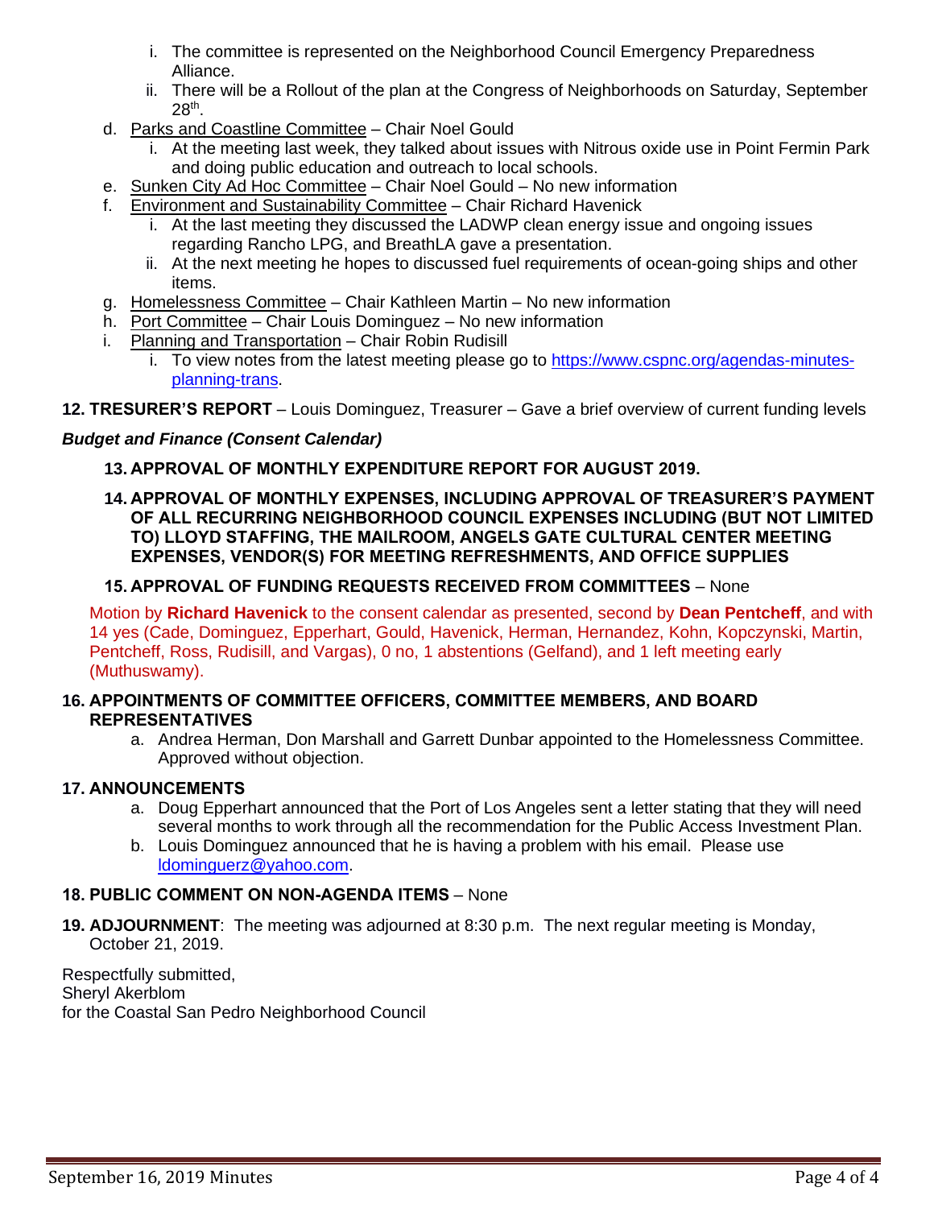i. The committee is represented on the Neighborhood Council Emergency Preparedness Alliance.
   ii. There will be a Rollout of the plan at the Congress of Neighborhoods on Saturday, September 28th.

d. Parks and Coastline Committee – Chair Noel Gould
   i. At the meeting last week, they talked about issues with Nitrous oxide use in Point Fermin Park and doing public education and outreach to local schools.

e. Sunken City Ad Hoc Committee – Chair Noel Gould – No new information

f. Environment and Sustainability Committee – Chair Richard Havenick
   i. At the last meeting they discussed the LADWP clean energy issue and ongoing issues regarding Rancho LPG, and BreathLA gave a presentation.
   ii. At the next meeting he hopes to discussed fuel requirements of ocean-going ships and other items.

g. Homelessness Committee – Chair Kathleen Martin – No new information

h. Port Committee – Chair Louis Dominguez – No new information

i. Planning and Transportation – Chair Robin Rudisill
   i. To view notes from the latest meeting please go to https://www.cspnc.org/agendas-minutes-planning-trans.

**12. TRESURER'S REPORT** – Louis Dominguez, Treasurer – Gave a brief overview of current funding levels

***Budget and Finance (Consent Calendar)***

**13. APPROVAL OF MONTHLY EXPENDITURE REPORT FOR AUGUST 2019.**

**14. APPROVAL OF MONTHLY EXPENSES, INCLUDING APPROVAL OF TREASURER'S PAYMENT OF ALL RECURRING NEIGHBORHOOD COUNCIL EXPENSES INCLUDING (BUT NOT LIMITED TO) LLOYD STAFFING, THE MAILROOM, ANGELS GATE CULTURAL CENTER MEETING EXPENSES, VENDOR(S) FOR MEETING REFRESHMENTS, AND OFFICE SUPPLIES**

**15. APPROVAL OF FUNDING REQUESTS RECEIVED FROM COMMITTEES** – None

Motion by **Richard Havenick** to the consent calendar as presented, second by **Dean Pentcheff**, and with 14 yes (Cade, Dominguez, Epperhart, Gould, Havenick, Herman, Hernandez, Kohn, Kopczynski, Martin, Pentcheff, Ross, Rudisill, and Vargas), 0 no, 1 abstentions (Gelfand), and 1 left meeting early (Muthuswamy).

**16. APPOINTMENTS OF COMMITTEE OFFICERS, COMMITTEE MEMBERS, AND BOARD REPRESENTATIVES**

a. Andrea Herman, Don Marshall and Garrett Dunbar appointed to the Homelessness Committee. Approved without objection.

**17. ANNOUNCEMENTS**

a. Doug Epperhart announced that the Port of Los Angeles sent a letter stating that they will need several months to work through all the recommendation for the Public Access Investment Plan.

b. Louis Dominguez announced that he is having a problem with his email. Please use ldominguerz@yahoo.com.

**18. PUBLIC COMMENT ON NON-AGENDA ITEMS** – None

**19. ADJOURNMENT**: The meeting was adjourned at 8:30 p.m. The next regular meeting is Monday, October 21, 2019.

Respectfully submitted,
Sheryl Akerblom
for the Coastal San Pedro Neighborhood Council